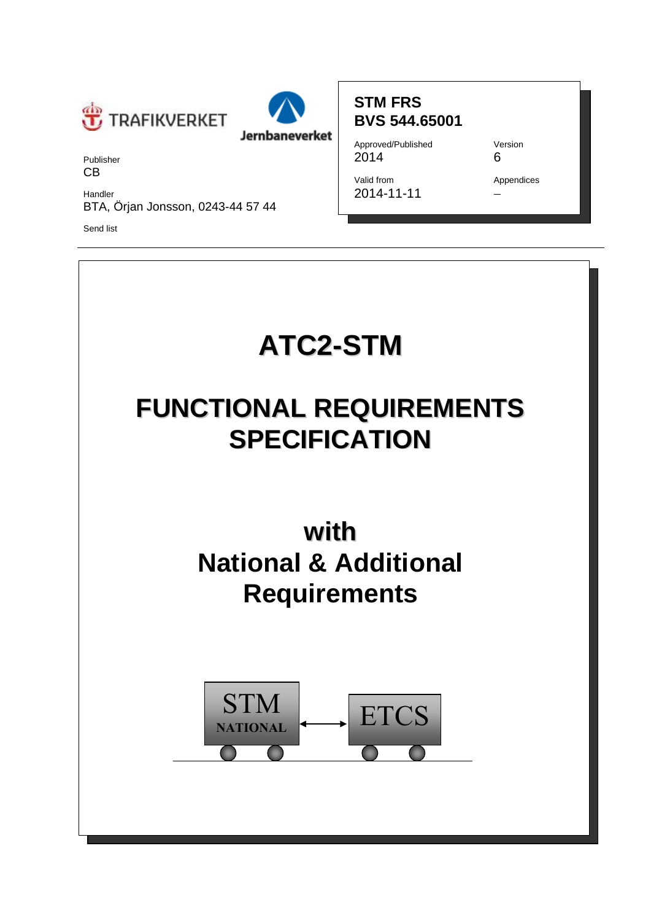TRAFIKVERKET

Jernbaneverket

Publisher
CB

Handler
BTA, Örjan Jonsson, 0243-44 57 44

Send list

| **STM FRS BVS 544.65001** | |
|---|---|
| Approved/Published | Version |
| 2014 | 6 |
| Valid from | Appendices |
| 2014-11-11 | – |

# ATC2-STM

# FUNCTIONAL REQUIREMENTS SPECIFICATION

## with National & Additional Requirements

STM NATIONAL ⟷ ETCS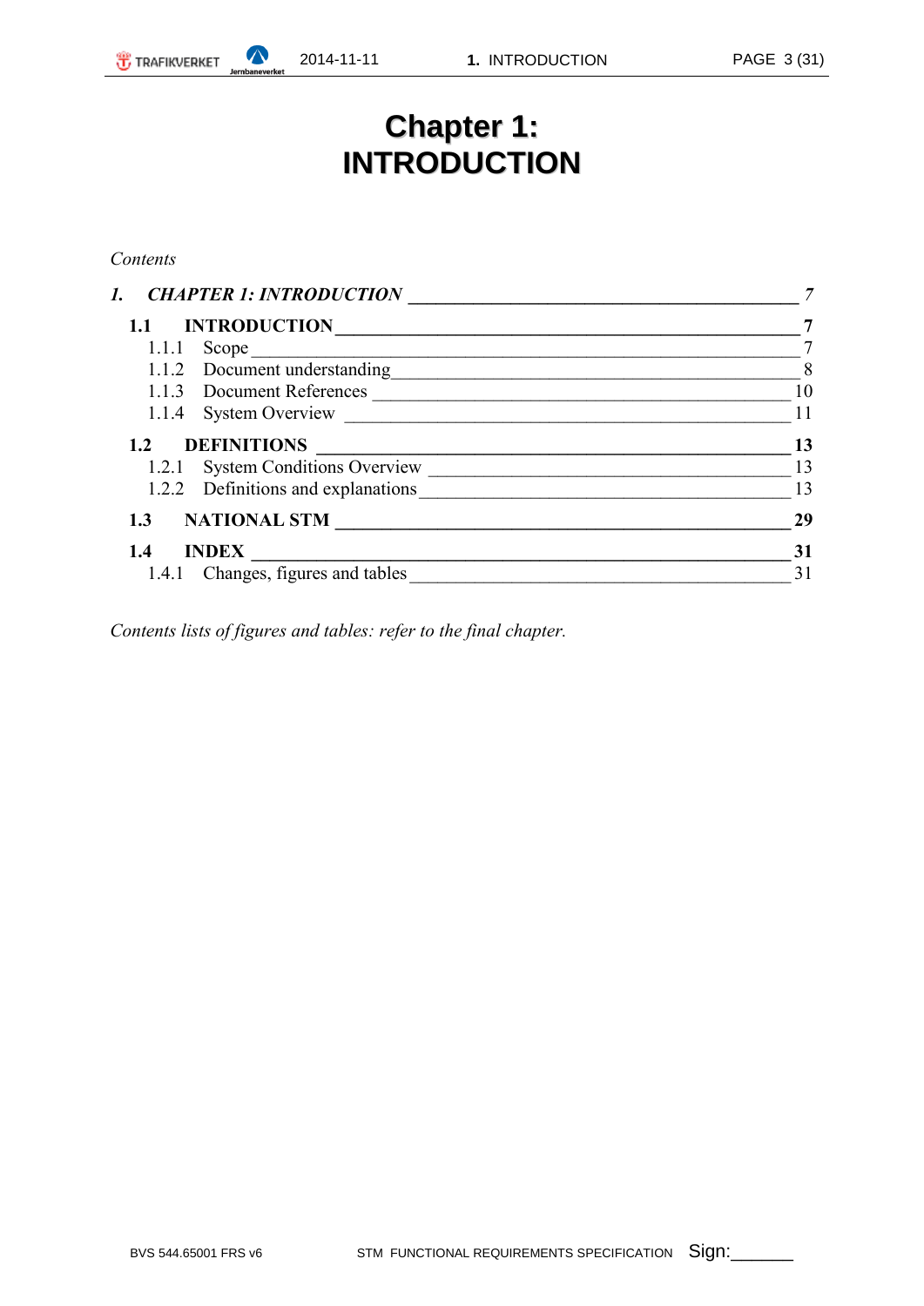# Chapter 1: INTRODUCTION

*Contents*

***1. CHAPTER 1: INTRODUCTION*** ______ *7*

**1.1 INTRODUCTION** ______ **7**
- 1.1.1 Scope ______ 7
- 1.1.2 Document understanding ______ 8
- 1.1.3 Document References ______ 10
- 1.1.4 System Overview ______ 11

**1.2 DEFINITIONS** ______ **13**
- 1.2.1 System Conditions Overview ______ 13
- 1.2.2 Definitions and explanations ______ 13

**1.3 NATIONAL STM** ______ **29**

**1.4 INDEX** ______ **31**
- 1.4.1 Changes, figures and tables ______ 31

*Contents lists of figures and tables: refer to the final chapter.*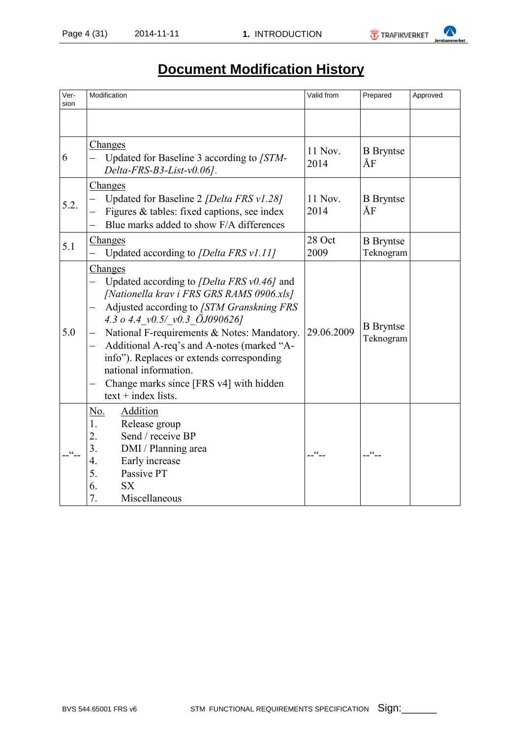# Document Modification History

| Ver-sion | Modification | Valid from | Prepared | Approved |
|---|---|---|---|---|
| | | | | |
| 6 | Changes<br>– Updated for Baseline 3 according to *[STM-Delta-FRS-B3-List-v0.06]*. | 11 Nov. 2014 | B Bryntse ÅF | |
| 5.2. | Changes<br>– Updated for Baseline 2 *[Delta FRS v1.28]*<br>– Figures & tables: fixed captions, see index<br>– Blue marks added to show F/A differences | 11 Nov. 2014 | B Bryntse ÅF | |
| 5.1 | Changes<br>– Updated according to *[Delta FRS v1.11]* | 28 Oct 2009 | B Bryntse Teknogram | |
| 5.0 | Changes<br>– Updated according to *[Delta FRS v0.46]* and *[Nationella krav i FRS GRS RAMS 0906.xls]*<br>– Adjusted according to *[STM Granskning FRS 4.3 o 4.4_v0.5/_v0.3_ÖJ090626]*<br>– National F-requirements & Notes: Mandatory.<br>– Additional A-req's and A-notes (marked "A-info"). Replaces or extends corresponding national information.<br>– Change marks since [FRS v4] with hidden text + index lists. | 29.06.2009 | B Bryntse Teknogram | |
| --"-- | No. Addition<br>1. Release group<br>2. Send / receive BP<br>3. DMI / Planning area<br>4. Early increase<br>5. Passive PT<br>6. SX<br>7. Miscellaneous | --"-- | --"-- | |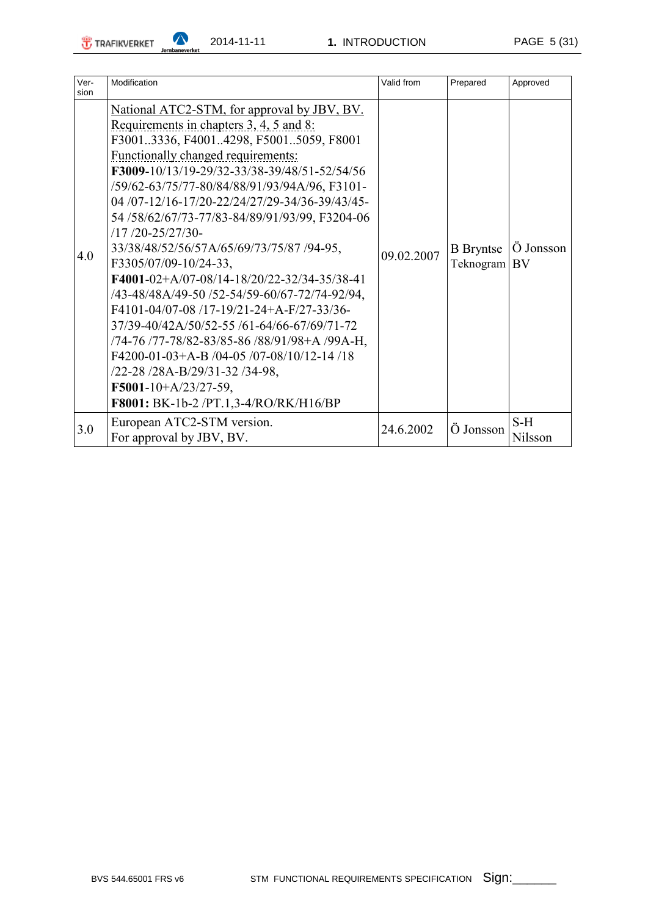| Ver-sion | Modification | Valid from | Prepared | Approved |
|---|---|---|---|---|
| 4.0 | National ATC2-STM, for approval by JBV, BV.<br>Requirements in chapters 3, 4, 5 and 8:<br>F3001..3336, F4001..4298, F5001..5059, F8001<br>Functionally changed requirements:<br>**F3009**-10/13/19-29/32-33/38-39/48/51-52/54/56 /59/62-63/75/77-80/84/88/91/93/94A/96, F3101-04 /07-12/16-17/20-22/24/27/29-34/36-39/43/45-54 /58/62/67/73-77/83-84/89/91/93/99, F3204-06 /17 /20-25/27/30-33/38/48/52/56/57A/65/69/73/75/87 /94-95, F3305/07/09-10/24-33,<br>**F4001**-02+A/07-08/14-18/20/22-32/34-35/38-41 /43-48/48A/49-50 /52-54/59-60/67-72/74-92/94, F4101-04/07-08 /17-19/21-24+A-F/27-33/36-37/39-40/42A/50/52-55 /61-64/66-67/69/71-72 /74-76 /77-78/82-83/85-86 /88/91/98+A /99A-H, F4200-01-03+A-B /04-05 /07-08/10/12-14 /18 /22-28 /28A-B/29/31-32 /34-98,<br>**F5001**-10+A/23/27-59,<br>**F8001:** BK-1b-2 /PT.1,3-4/RO/RK/H16/BP | 09.02.2007 | B Bryntse Teknogram | Ö Jonsson BV |
| 3.0 | European ATC2-STM version.<br>For approval by JBV, BV. | 24.6.2002 | Ö Jonsson | S-H Nilsson |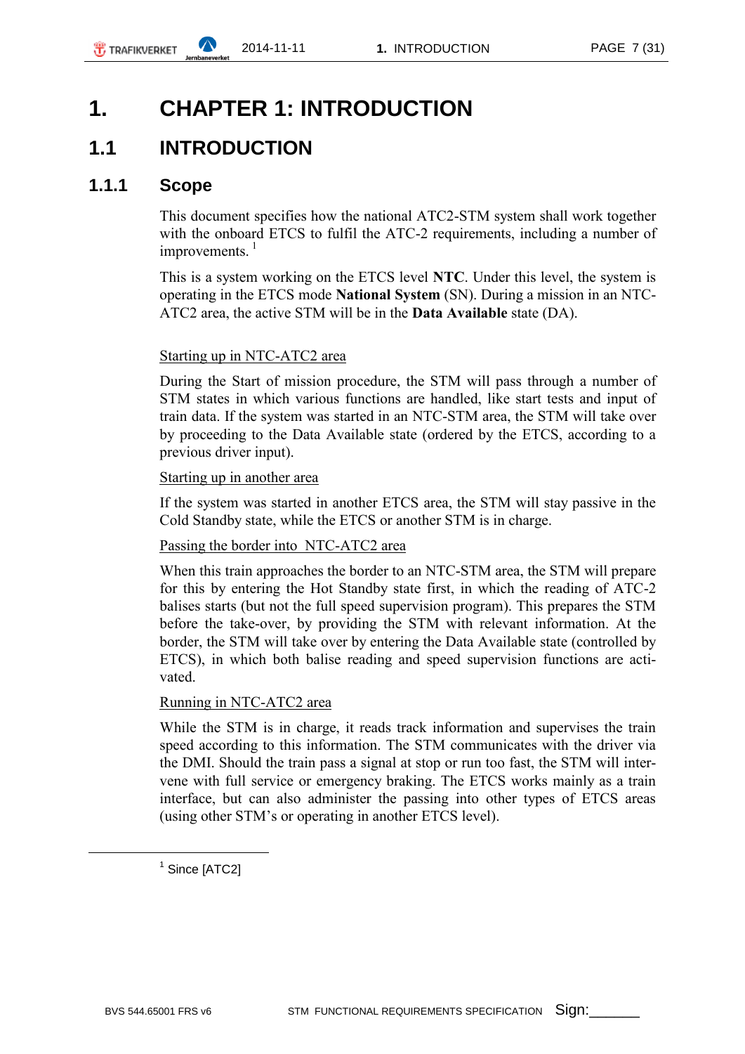# 1. CHAPTER 1: INTRODUCTION

## 1.1 INTRODUCTION

### 1.1.1 Scope

This document specifies how the national ATC2-STM system shall work together with the onboard ETCS to fulfil the ATC-2 requirements, including a number of improvements. [1]

This is a system working on the ETCS level **NTC**. Under this level, the system is operating in the ETCS mode **National System** (SN). During a mission in an NTC-ATC2 area, the active STM will be in the **Data Available** state (DA).

Starting up in NTC-ATC2 area

During the Start of mission procedure, the STM will pass through a number of STM states in which various functions are handled, like start tests and input of train data. If the system was started in an NTC-STM area, the STM will take over by proceeding to the Data Available state (ordered by the ETCS, according to a previous driver input).

Starting up in another area

If the system was started in another ETCS area, the STM will stay passive in the Cold Standby state, while the ETCS or another STM is in charge.

Passing the border into NTC-ATC2 area

When this train approaches the border to an NTC-STM area, the STM will prepare for this by entering the Hot Standby state first, in which the reading of ATC-2 balises starts (but not the full speed supervision program). This prepares the STM before the take-over, by providing the STM with relevant information. At the border, the STM will take over by entering the Data Available state (controlled by ETCS), in which both balise reading and speed supervision functions are activated.

Running in NTC-ATC2 area

While the STM is in charge, it reads track information and supervises the train speed according to this information. The STM communicates with the driver via the DMI. Should the train pass a signal at stop or run too fast, the STM will intervene with full service or emergency braking. The ETCS works mainly as a train interface, but can also administer the passing into other types of ETCS areas (using other STM's or operating in another ETCS level).

---

[1] Since [ATC2]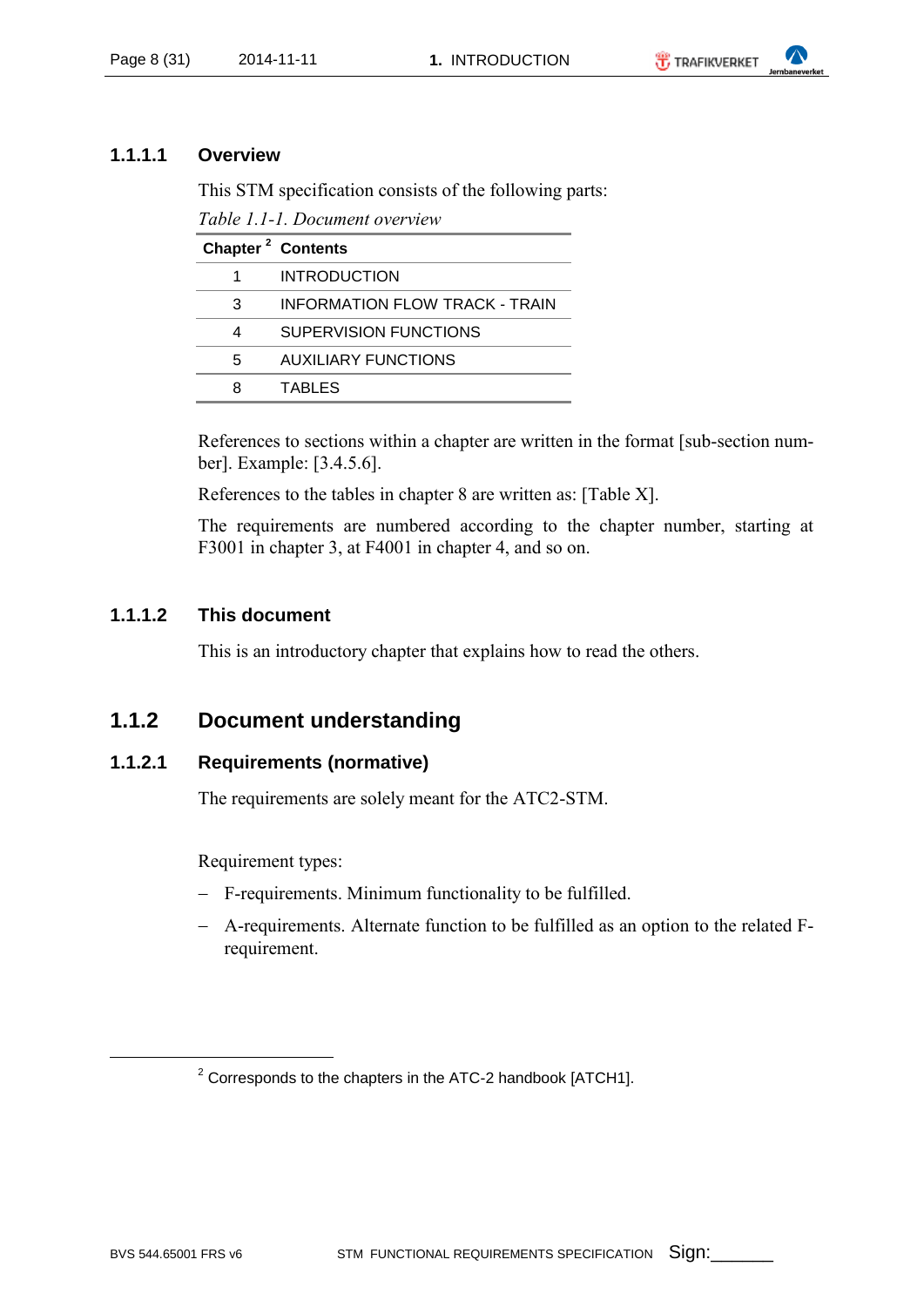#### 1.1.1.1 Overview

This STM specification consists of the following parts:

*Table 1.1-1. Document overview*

| Chapter [2] | Contents |
|---|---|
| 1 | INTRODUCTION |
| 3 | INFORMATION FLOW TRACK - TRAIN |
| 4 | SUPERVISION FUNCTIONS |
| 5 | AUXILIARY FUNCTIONS |
| 8 | TABLES |

References to sections within a chapter are written in the format [sub-section number]. Example: [3.4.5.6].

References to the tables in chapter 8 are written as: [Table X].

The requirements are numbered according to the chapter number, starting at F3001 in chapter 3, at F4001 in chapter 4, and so on.

#### 1.1.1.2 This document

This is an introductory chapter that explains how to read the others.

### 1.1.2 Document understanding

#### 1.1.2.1 Requirements (normative)

The requirements are solely meant for the ATC2-STM.

Requirement types:

- F-requirements. Minimum functionality to be fulfilled.
- A-requirements. Alternate function to be fulfilled as an option to the related F-requirement.

---

[2] Corresponds to the chapters in the ATC-2 handbook [ATCH1].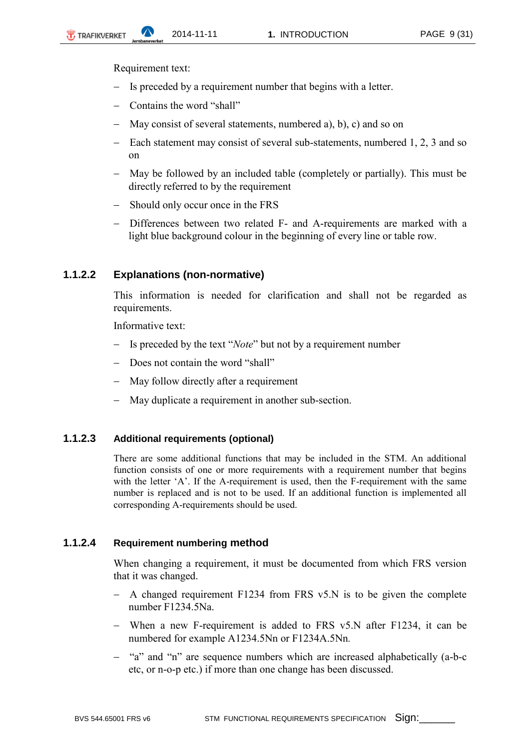Requirement text:

- Is preceded by a requirement number that begins with a letter.
- Contains the word “shall”
- May consist of several statements, numbered a), b), c) and so on
- Each statement may consist of several sub-statements, numbered 1, 2, 3 and so on
- May be followed by an included table (completely or partially). This must be directly referred to by the requirement
- Should only occur once in the FRS
- Differences between two related F- and A-requirements are marked with a light blue background colour in the beginning of every line or table row.

#### 1.1.2.2 Explanations (non-normative)

This information is needed for clarification and shall not be regarded as requirements.

Informative text:

- Is preceded by the text “*Note*” but not by a requirement number
- Does not contain the word “shall”
- May follow directly after a requirement
- May duplicate a requirement in another sub-section.

#### 1.1.2.3 Additional requirements (optional)

There are some additional functions that may be included in the STM. An additional function consists of one or more requirements with a requirement number that begins with the letter ‘A’. If the A-requirement is used, then the F-requirement with the same number is replaced and is not to be used. If an additional function is implemented all corresponding A-requirements should be used.

#### 1.1.2.4 Requirement numbering method

When changing a requirement, it must be documented from which FRS version that it was changed.

- A changed requirement F1234 from FRS v5.N is to be given the complete number F1234.5Na.
- When a new F-requirement is added to FRS v5.N after F1234, it can be numbered for example A1234.5Nn or F1234A.5Nn.
- “a” and “n” are sequence numbers which are increased alphabetically (a-b-c etc, or n-o-p etc.) if more than one change has been discussed.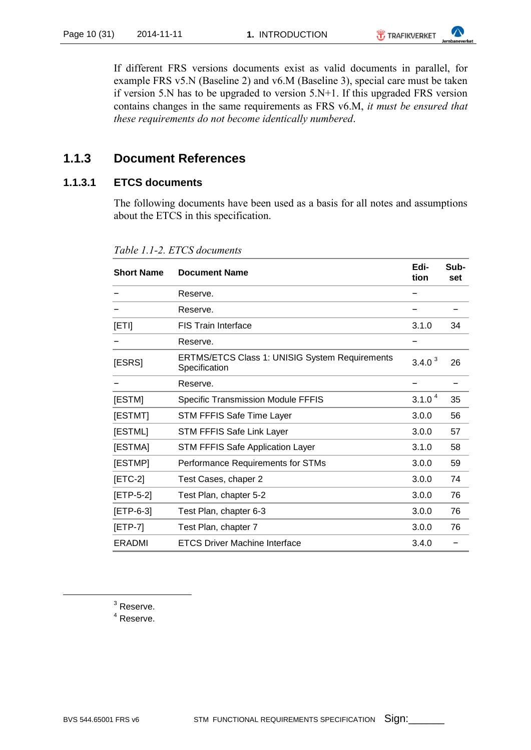If different FRS versions documents exist as valid documents in parallel, for example FRS v5.N (Baseline 2) and v6.M (Baseline 3), special care must be taken if version 5.N has to be upgraded to version 5.N+1. If this upgraded FRS version contains changes in the same requirements as FRS v6.M, *it must be ensured that these requirements do not become identically numbered*.

### 1.1.3 Document References

#### 1.1.3.1 ETCS documents

The following documents have been used as a basis for all notes and assumptions about the ETCS in this specification.

*Table 1.1-2. ETCS documents*

| Short Name | Document Name | Edi-tion | Sub-set |
|---|---|---|---|
| – | Reserve. | – | |
| – | Reserve. | – | – |
| [ETI] | FIS Train Interface | 3.1.0 | 34 |
| – | Reserve. | – | |
| [ESRS] | ERTMS/ETCS Class 1: UNISIG System Requirements Specification | 3.4.0 [3] | 26 |
| – | Reserve. | – | – |
| [ESTM] | Specific Transmission Module FFFIS | 3.1.0 [4] | 35 |
| [ESTMT] | STM FFFIS Safe Time Layer | 3.0.0 | 56 |
| [ESTML] | STM FFFIS Safe Link Layer | 3.0.0 | 57 |
| [ESTMA] | STM FFFIS Safe Application Layer | 3.1.0 | 58 |
| [ESTMP] | Performance Requirements for STMs | 3.0.0 | 59 |
| [ETC-2] | Test Cases, chaper 2 | 3.0.0 | 74 |
| [ETP-5-2] | Test Plan, chapter 5-2 | 3.0.0 | 76 |
| [ETP-6-3] | Test Plan, chapter 6-3 | 3.0.0 | 76 |
| [ETP-7] | Test Plan, chapter 7 | 3.0.0 | 76 |
| ERADMI | ETCS Driver Machine Interface | 3.4.0 | – |

[3] Reserve.

[4] Reserve.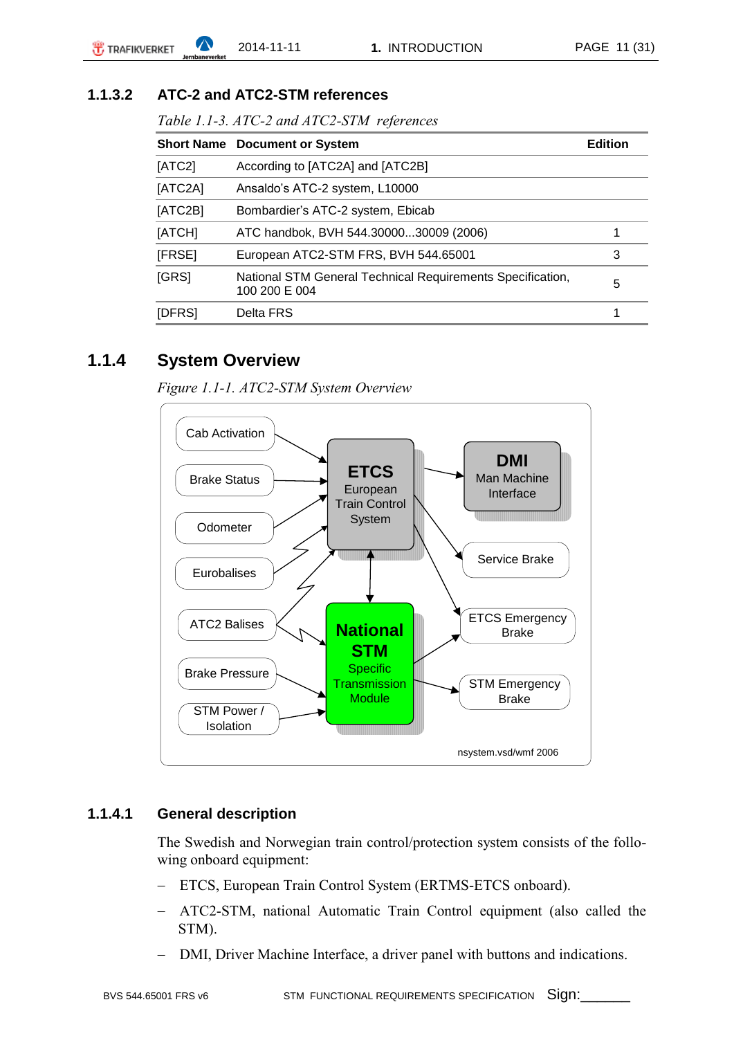#### 1.1.3.2 ATC-2 and ATC2-STM references

*Table 1.1-3. ATC-2 and ATC2-STM references*

| Short Name | Document or System | Edition |
|---|---|---|
| [ATC2] | According to [ATC2A] and [ATC2B] | |
| [ATC2A] | Ansaldo's ATC-2 system, L10000 | |
| [ATC2B] | Bombardier's ATC-2 system, Ebicab | |
| [ATCH] | ATC handbok, BVH 544.30000...30009 (2006) | 1 |
| [FRSE] | European ATC2-STM FRS, BVH 544.65001 | 3 |
| [GRS] | National STM General Technical Requirements Specification, 100 200 E 004 | 5 |
| [DFRS] | Delta FRS | 1 |

### 1.1.4 System Overview

*Figure 1.1-1. ATC2-STM System Overview*

#### 1.1.4.1 General description

The Swedish and Norwegian train control/protection system consists of the following onboard equipment:

- ETCS, European Train Control System (ERTMS-ETCS onboard).
- ATC2-STM, national Automatic Train Control equipment (also called the STM).
- DMI, Driver Machine Interface, a driver panel with buttons and indications.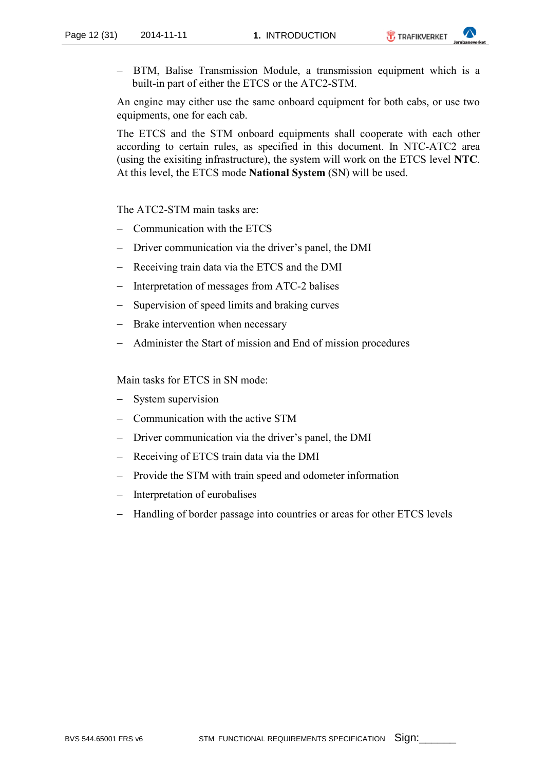- BTM, Balise Transmission Module, a transmission equipment which is a built-in part of either the ETCS or the ATC2-STM.

An engine may either use the same onboard equipment for both cabs, or use two equipments, one for each cab.

The ETCS and the STM onboard equipments shall cooperate with each other according to certain rules, as specified in this document. In NTC-ATC2 area (using the exisiting infrastructure), the system will work on the ETCS level **NTC**. At this level, the ETCS mode **National System** (SN) will be used.

The ATC2-STM main tasks are:

- Communication with the ETCS
- Driver communication via the driver's panel, the DMI
- Receiving train data via the ETCS and the DMI
- Interpretation of messages from ATC-2 balises
- Supervision of speed limits and braking curves
- Brake intervention when necessary
- Administer the Start of mission and End of mission procedures

Main tasks for ETCS in SN mode:

- System supervision
- Communication with the active STM
- Driver communication via the driver's panel, the DMI
- Receiving of ETCS train data via the DMI
- Provide the STM with train speed and odometer information
- Interpretation of eurobalises
- Handling of border passage into countries or areas for other ETCS levels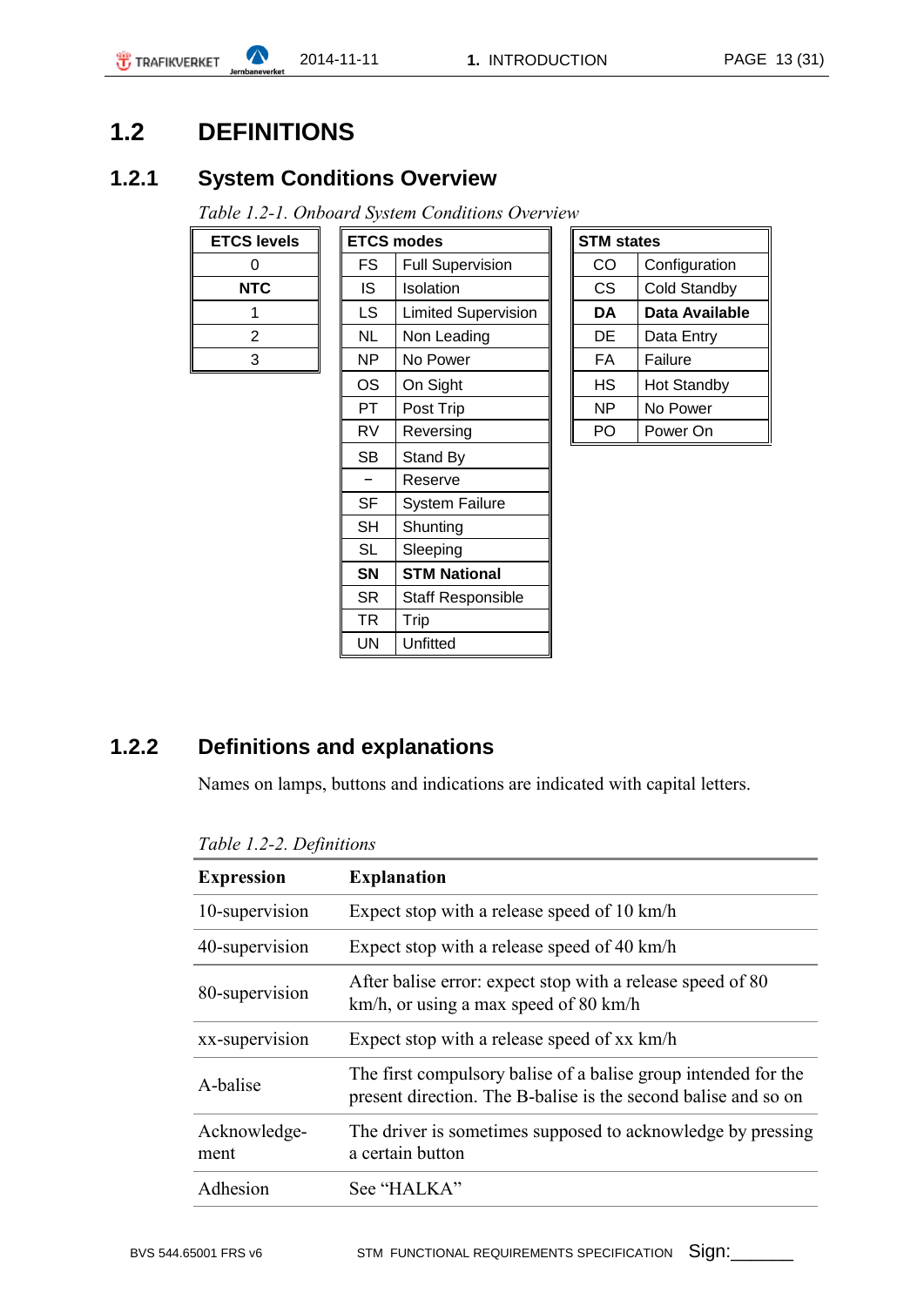## 1.2 DEFINITIONS

### 1.2.1 System Conditions Overview

*Table 1.2-1. Onboard System Conditions Overview*

| ETCS levels |
|---|
| 0 |
| **NTC** |
| 1 |
| 2 |
| 3 |

| ETCS modes | |
|---|---|
| FS | Full Supervision |
| IS | Isolation |
| LS | Limited Supervision |
| NL | Non Leading |
| NP | No Power |
| OS | On Sight |
| PT | Post Trip |
| RV | Reversing |
| SB | Stand By |
| − | Reserve |
| SF | System Failure |
| SH | Shunting |
| SL | Sleeping |
| **SN** | **STM National** |
| SR | Staff Responsible |
| TR | Trip |
| UN | Unfitted |

| STM states | |
|---|---|
| CO | Configuration |
| CS | Cold Standby |
| **DA** | **Data Available** |
| DE | Data Entry |
| FA | Failure |
| HS | Hot Standby |
| NP | No Power |
| PO | Power On |

### 1.2.2 Definitions and explanations

Names on lamps, buttons and indications are indicated with capital letters.

*Table 1.2-2. Definitions*

| Expression | Explanation |
|---|---|
| 10-supervision | Expect stop with a release speed of 10 km/h |
| 40-supervision | Expect stop with a release speed of 40 km/h |
| 80-supervision | After balise error: expect stop with a release speed of 80 km/h, or using a max speed of 80 km/h |
| xx-supervision | Expect stop with a release speed of xx km/h |
| A-balise | The first compulsory balise of a balise group intended for the present direction. The B-balise is the second balise and so on |
| Acknowledge-ment | The driver is sometimes supposed to acknowledge by pressing a certain button |
| Adhesion | See “HALKA” |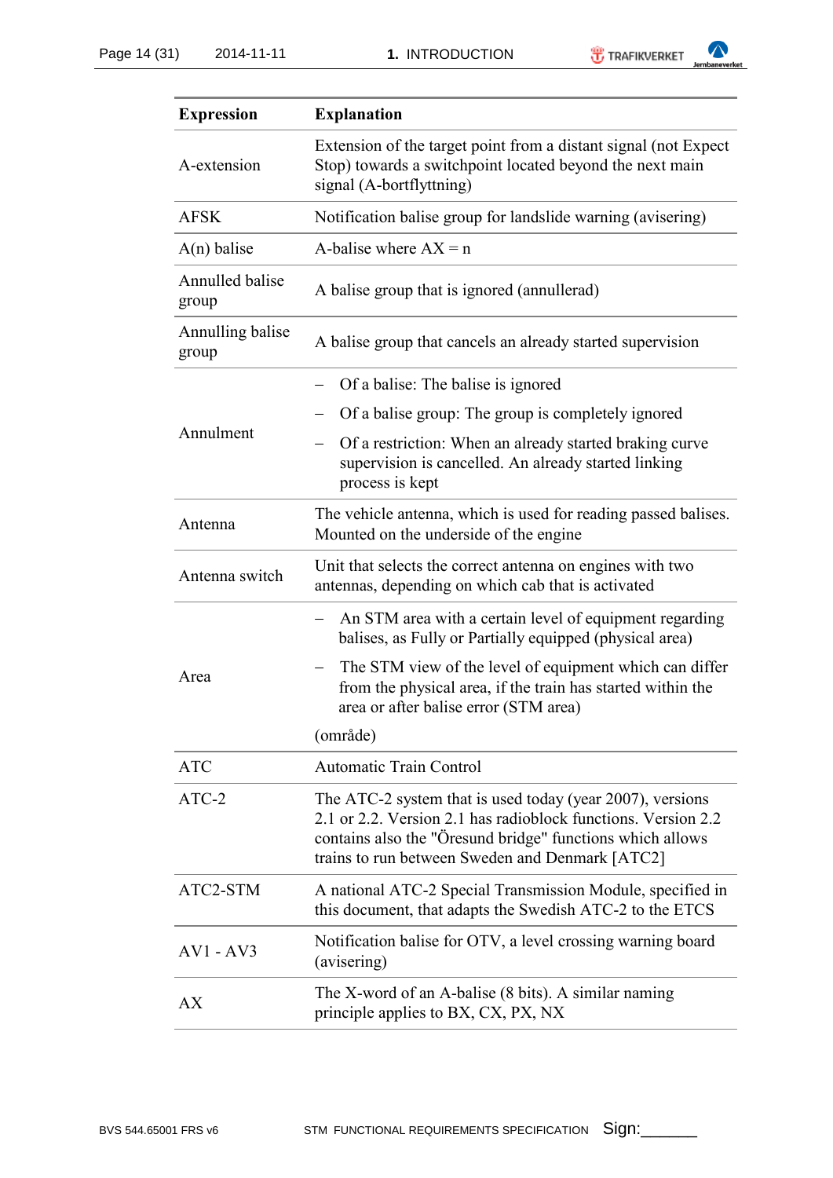| Expression | Explanation |
|---|---|
| A-extension | Extension of the target point from a distant signal (not Expect Stop) towards a switchpoint located beyond the next main signal (A-bortflyttning) |
| AFSK | Notification balise group for landslide warning (avisering) |
| A(n) balise | A-balise where AX = n |
| Annulled balise group | A balise group that is ignored (annullerad) |
| Annulling balise group | A balise group that cancels an already started supervision |
| Annulment | – Of a balise: The balise is ignored<br>– Of a balise group: The group is completely ignored<br>– Of a restriction: When an already started braking curve supervision is cancelled. An already started linking process is kept |
| Antenna | The vehicle antenna, which is used for reading passed balises. Mounted on the underside of the engine |
| Antenna switch | Unit that selects the correct antenna on engines with two antennas, depending on which cab that is activated |
| Area | – An STM area with a certain level of equipment regarding balises, as Fully or Partially equipped (physical area)<br>– The STM view of the level of equipment which can differ from the physical area, if the train has started within the area or after balise error (STM area)<br>(område) |
| ATC | Automatic Train Control |
| ATC-2 | The ATC-2 system that is used today (year 2007), versions 2.1 or 2.2. Version 2.1 has radioblock functions. Version 2.2 contains also the "Öresund bridge" functions which allows trains to run between Sweden and Denmark [ATC2] |
| ATC2-STM | A national ATC-2 Special Transmission Module, specified in this document, that adapts the Swedish ATC-2 to the ETCS |
| AV1 - AV3 | Notification balise for OTV, a level crossing warning board (avisering) |
| AX | The X-word of an A-balise (8 bits). A similar naming principle applies to BX, CX, PX, NX |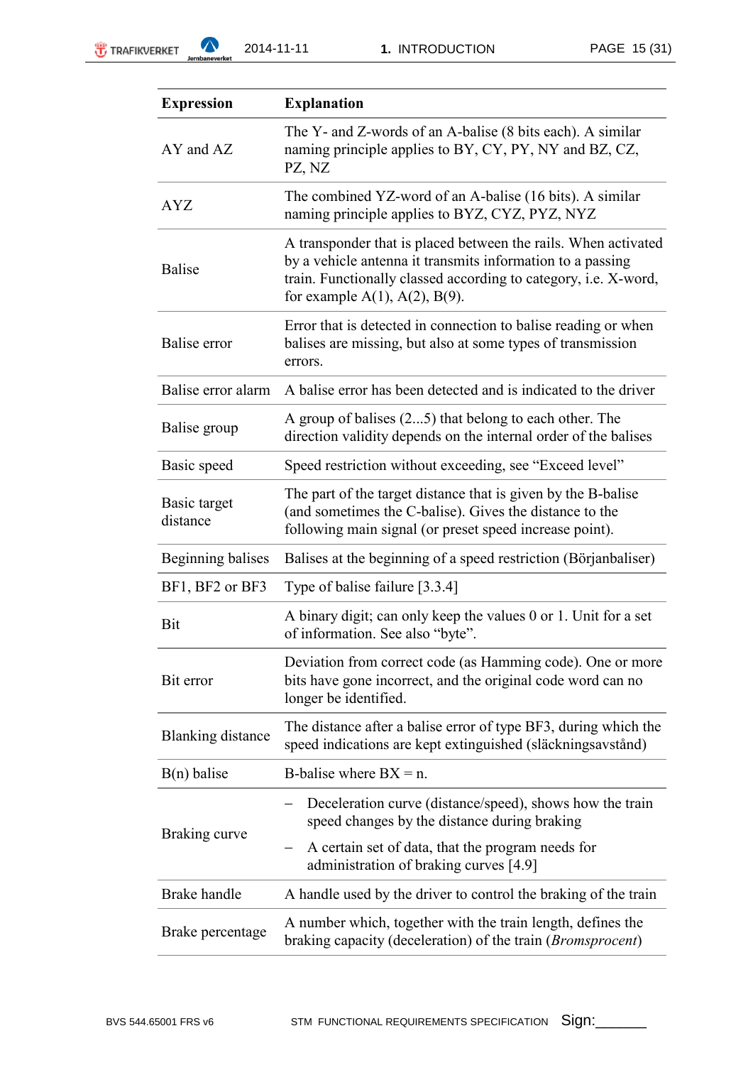| Expression | Explanation |
|---|---|
| AY and AZ | The Y- and Z-words of an A-balise (8 bits each). A similar naming principle applies to BY, CY, PY, NY and BZ, CZ, PZ, NZ |
| AYZ | The combined YZ-word of an A-balise (16 bits). A similar naming principle applies to BYZ, CYZ, PYZ, NYZ |
| Balise | A transponder that is placed between the rails. When activated by a vehicle antenna it transmits information to a passing train. Functionally classed according to category, i.e. X-word, for example A(1), A(2), B(9). |
| Balise error | Error that is detected in connection to balise reading or when balises are missing, but also at some types of transmission errors. |
| Balise error alarm | A balise error has been detected and is indicated to the driver |
| Balise group | A group of balises (2...5) that belong to each other. The direction validity depends on the internal order of the balises |
| Basic speed | Speed restriction without exceeding, see "Exceed level" |
| Basic target distance | The part of the target distance that is given by the B-balise (and sometimes the C-balise). Gives the distance to the following main signal (or preset speed increase point). |
| Beginning balises | Balises at the beginning of a speed restriction (Börjanbaliser) |
| BF1, BF2 or BF3 | Type of balise failure [3.3.4] |
| Bit | A binary digit; can only keep the values 0 or 1. Unit for a set of information. See also "byte". |
| Bit error | Deviation from correct code (as Hamming code). One or more bits have gone incorrect, and the original code word can no longer be identified. |
| Blanking distance | The distance after a balise error of type BF3, during which the speed indications are kept extinguished (släckningsavstånd) |
| B(n) balise | B-balise where BX = n. |
| Braking curve | – Deceleration curve (distance/speed), shows how the train speed changes by the distance during braking<br>– A certain set of data, that the program needs for administration of braking curves [4.9] |
| Brake handle | A handle used by the driver to control the braking of the train |
| Brake percentage | A number which, together with the train length, defines the braking capacity (deceleration) of the train (*Bromsprocent*) |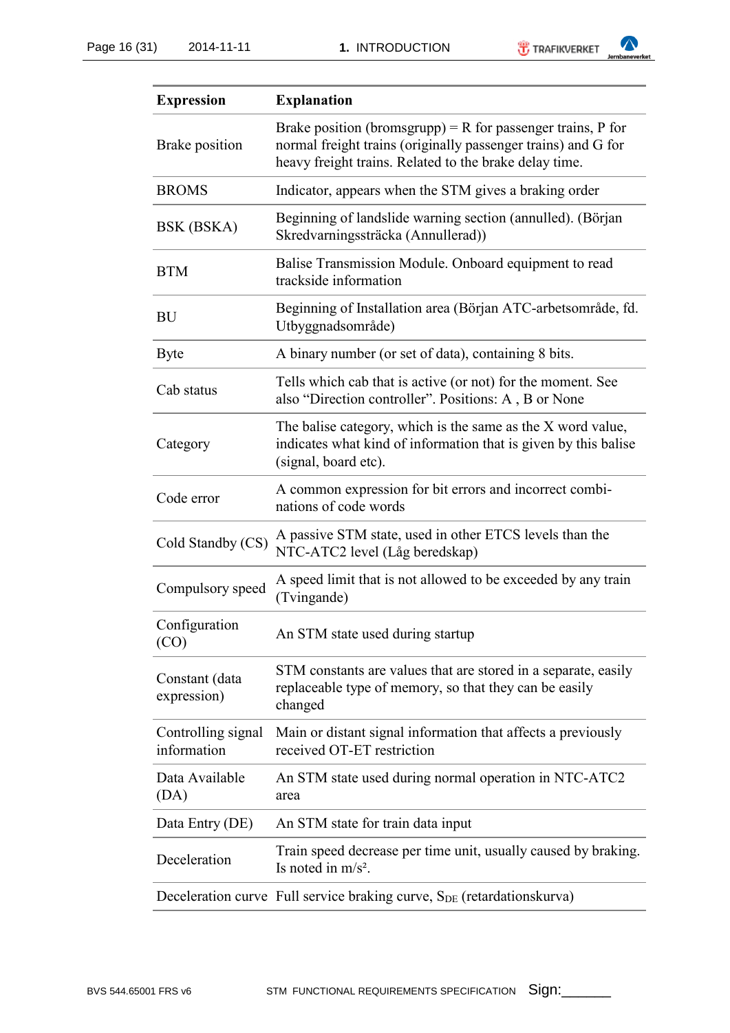| Expression | Explanation |
|---|---|
| Brake position | Brake position (bromsgrupp) = R for passenger trains, P for normal freight trains (originally passenger trains) and G for heavy freight trains. Related to the brake delay time. |
| BROMS | Indicator, appears when the STM gives a braking order |
| BSK (BSKA) | Beginning of landslide warning section (annulled). (Början Skredvarningssträcka (Annullerad)) |
| BTM | Balise Transmission Module. Onboard equipment to read trackside information |
| BU | Beginning of Installation area (Början ATC-arbetsområde, fd. Utbyggnadsområde) |
| Byte | A binary number (or set of data), containing 8 bits. |
| Cab status | Tells which cab that is active (or not) for the moment. See also “Direction controller”. Positions: A , B or None |
| Category | The balise category, which is the same as the X word value, indicates what kind of information that is given by this balise (signal, board etc). |
| Code error | A common expression for bit errors and incorrect combinations of code words |
| Cold Standby (CS) | A passive STM state, used in other ETCS levels than the NTC-ATC2 level (Låg beredskap) |
| Compulsory speed | A speed limit that is not allowed to be exceeded by any train (Tvingande) |
| Configuration (CO) | An STM state used during startup |
| Constant (data expression) | STM constants are values that are stored in a separate, easily replaceable type of memory, so that they can be easily changed |
| Controlling signal information | Main or distant signal information that affects a previously received OT-ET restriction |
| Data Available (DA) | An STM state used during normal operation in NTC-ATC2 area |
| Data Entry (DE) | An STM state for train data input |
| Deceleration | Train speed decrease per time unit, usually caused by braking. Is noted in m/s². |
| Deceleration curve | Full service braking curve, $S_{DE}$ (retardationskurva) |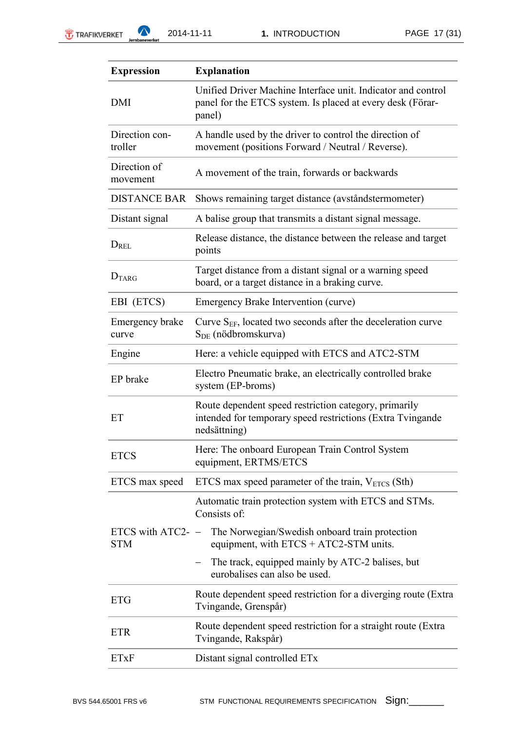| Expression | Explanation |
|---|---|
| DMI | Unified Driver Machine Interface unit. Indicator and control panel for the ETCS system. Is placed at every desk (Förar-panel) |
| Direction controller | A handle used by the driver to control the direction of movement (positions Forward / Neutral / Reverse). |
| Direction of movement | A movement of the train, forwards or backwards |
| DISTANCE BAR | Shows remaining target distance (avståndstermometer) |
| Distant signal | A balise group that transmits a distant signal message. |
| $D_{REL}$ | Release distance, the distance between the release and target points |
| $D_{TARG}$ | Target distance from a distant signal or a warning speed board, or a target distance in a braking curve. |
| EBI (ETCS) | Emergency Brake Intervention (curve) |
| Emergency brake curve | Curve $S_{EF}$, located two seconds after the deceleration curve $S_{DE}$ (nödbromskurva) |
| Engine | Here: a vehicle equipped with ETCS and ATC2-STM |
| EP brake | Electro Pneumatic brake, an electrically controlled brake system (EP-broms) |
| ET | Route dependent speed restriction category, primarily intended for temporary speed restrictions (Extra Tvingande nedsättning) |
| ETCS | Here: The onboard European Train Control System equipment, ERTMS/ETCS |
| ETCS max speed | ETCS max speed parameter of the train, $V_{ETCS}$ (Sth) |
| ETCS with ATC2-STM | Automatic train protection system with ETCS and STMs. Consists of: <br>– The Norwegian/Swedish onboard train protection equipment, with ETCS + ATC2-STM units. <br>– The track, equipped mainly by ATC-2 balises, but eurobalises can also be used. |
| ETG | Route dependent speed restriction for a diverging route (Extra Tvingande, Grenspår) |
| ETR | Route dependent speed restriction for a straight route (Extra Tvingande, Rakspår) |
| ETxF | Distant signal controlled ETx |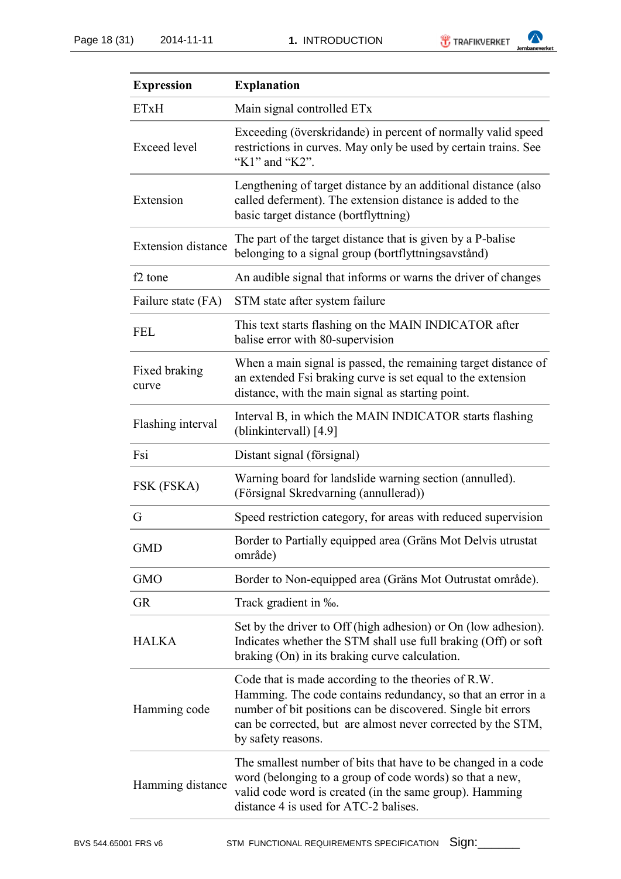| Expression | Explanation |
|---|---|
| ETxH | Main signal controlled ETx |
| Exceed level | Exceeding (överskridande) in percent of normally valid speed restrictions in curves. May only be used by certain trains. See “K1” and “K2”. |
| Extension | Lengthening of target distance by an additional distance (also called deferment). The extension distance is added to the basic target distance (bortflyttning) |
| Extension distance | The part of the target distance that is given by a P-balise belonging to a signal group (bortflyttningsavstånd) |
| f2 tone | An audible signal that informs or warns the driver of changes |
| Failure state (FA) | STM state after system failure |
| FEL | This text starts flashing on the MAIN INDICATOR after balise error with 80-supervision |
| Fixed braking curve | When a main signal is passed, the remaining target distance of an extended Fsi braking curve is set equal to the extension distance, with the main signal as starting point. |
| Flashing interval | Interval B, in which the MAIN INDICATOR starts flashing (blinkintervall) [4.9] |
| Fsi | Distant signal (försignal) |
| FSK (FSKA) | Warning board for landslide warning section (annulled). (Försignal Skredvarning (annullerad)) |
| G | Speed restriction category, for areas with reduced supervision |
| GMD | Border to Partially equipped area (Gräns Mot Delvis utrustat område) |
| GMO | Border to Non-equipped area (Gräns Mot Outrustat område). |
| GR | Track gradient in ‰. |
| HALKA | Set by the driver to Off (high adhesion) or On (low adhesion). Indicates whether the STM shall use full braking (Off) or soft braking (On) in its braking curve calculation. |
| Hamming code | Code that is made according to the theories of R.W. Hamming. The code contains redundancy, so that an error in a number of bit positions can be discovered. Single bit errors can be corrected, but are almost never corrected by the STM, by safety reasons. |
| Hamming distance | The smallest number of bits that have to be changed in a code word (belonging to a group of code words) so that a new, valid code word is created (in the same group). Hamming distance 4 is used for ATC-2 balises. |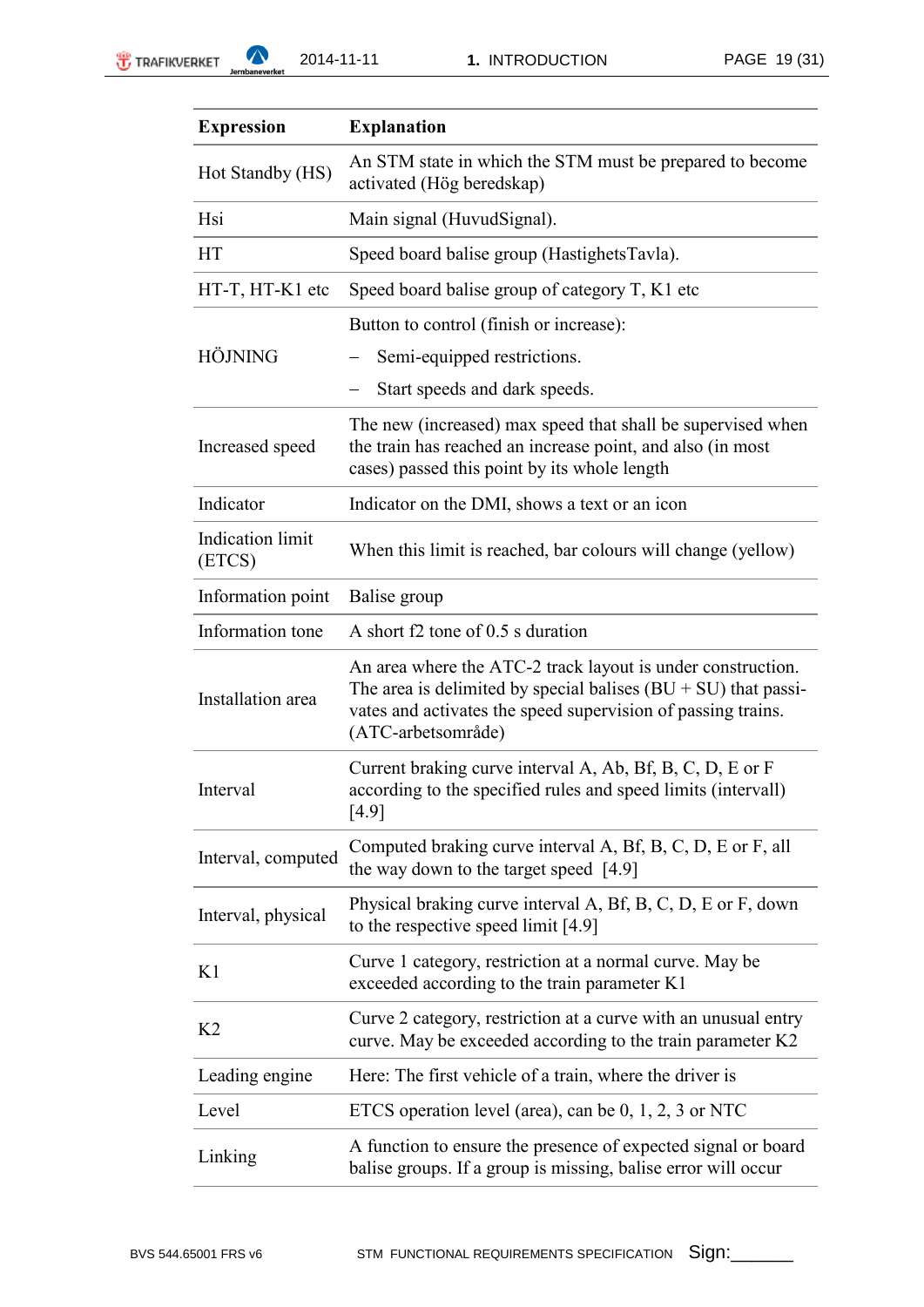| Expression | Explanation |
| --- | --- |
| Hot Standby (HS) | An STM state in which the STM must be prepared to become activated (Hög beredskap) |
| Hsi | Main signal (HuvudSignal). |
| HT | Speed board balise group (HastighetsTavla). |
| HT-T, HT-K1 etc | Speed board balise group of category T, K1 etc |
| HÖJNING | Button to control (finish or increase): <br> – Semi-equipped restrictions. <br> – Start speeds and dark speeds. |
| Increased speed | The new (increased) max speed that shall be supervised when the train has reached an increase point, and also (in most cases) passed this point by its whole length |
| Indicator | Indicator on the DMI, shows a text or an icon |
| Indication limit (ETCS) | When this limit is reached, bar colours will change (yellow) |
| Information point | Balise group |
| Information tone | A short f2 tone of 0.5 s duration |
| Installation area | An area where the ATC-2 track layout is under construction. The area is delimited by special balises (BU + SU) that passivates and activates the speed supervision of passing trains. (ATC-arbetsområde) |
| Interval | Current braking curve interval A, Ab, Bf, B, C, D, E or F according to the specified rules and speed limits (intervall) [4.9] |
| Interval, computed | Computed braking curve interval A, Bf, B, C, D, E or F, all the way down to the target speed [4.9] |
| Interval, physical | Physical braking curve interval A, Bf, B, C, D, E or F, down to the respective speed limit [4.9] |
| K1 | Curve 1 category, restriction at a normal curve. May be exceeded according to the train parameter K1 |
| K2 | Curve 2 category, restriction at a curve with an unusual entry curve. May be exceeded according to the train parameter K2 |
| Leading engine | Here: The first vehicle of a train, where the driver is |
| Level | ETCS operation level (area), can be 0, 1, 2, 3 or NTC |
| Linking | A function to ensure the presence of expected signal or board balise groups. If a group is missing, balise error will occur |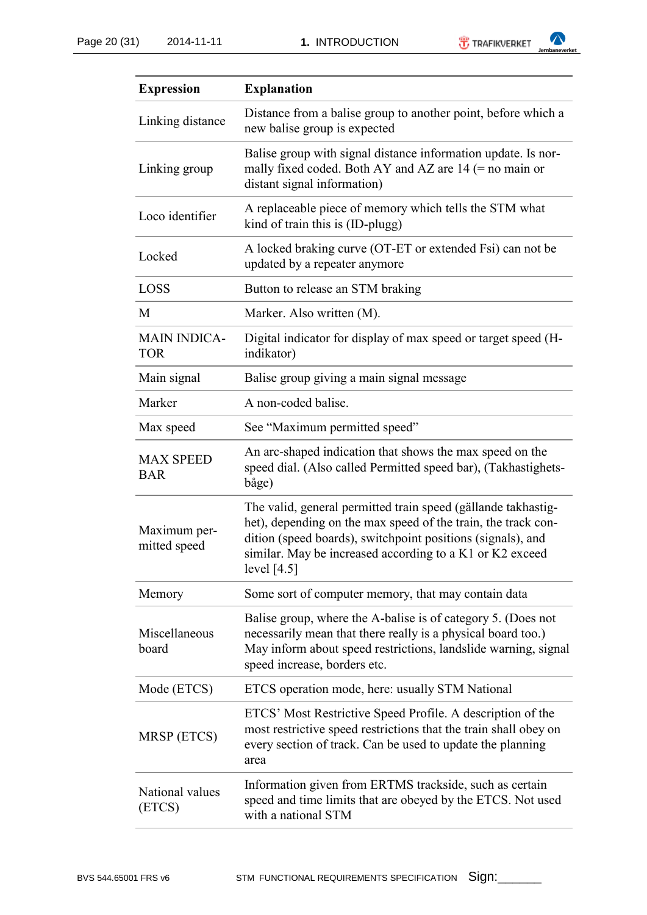| Expression | Explanation |
|---|---|
| Linking distance | Distance from a balise group to another point, before which a new balise group is expected |
| Linking group | Balise group with signal distance information update. Is normally fixed coded. Both AY and AZ are 14 (= no main or distant signal information) |
| Loco identifier | A replaceable piece of memory which tells the STM what kind of train this is (ID-plugg) |
| Locked | A locked braking curve (OT-ET or extended Fsi) can not be updated by a repeater anymore |
| LOSS | Button to release an STM braking |
| M | Marker. Also written (M). |
| MAIN INDICATOR | Digital indicator for display of max speed or target speed (H-indikator) |
| Main signal | Balise group giving a main signal message |
| Marker | A non-coded balise. |
| Max speed | See "Maximum permitted speed" |
| MAX SPEED BAR | An arc-shaped indication that shows the max speed on the speed dial. (Also called Permitted speed bar), (Takhastighetsbåge) |
| Maximum permitted speed | The valid, general permitted train speed (gällande takhastighet), depending on the max speed of the train, the track condition (speed boards), switchpoint positions (signals), and similar. May be increased according to a K1 or K2 exceed level [4.5] |
| Memory | Some sort of computer memory, that may contain data |
| Miscellaneous board | Balise group, where the A-balise is of category 5. (Does not necessarily mean that there really is a physical board too.) May inform about speed restrictions, landslide warning, signal speed increase, borders etc. |
| Mode (ETCS) | ETCS operation mode, here: usually STM National |
| MRSP (ETCS) | ETCS' Most Restrictive Speed Profile. A description of the most restrictive speed restrictions that the train shall obey on every section of track. Can be used to update the planning area |
| National values (ETCS) | Information given from ERTMS trackside, such as certain speed and time limits that are obeyed by the ETCS. Not used with a national STM |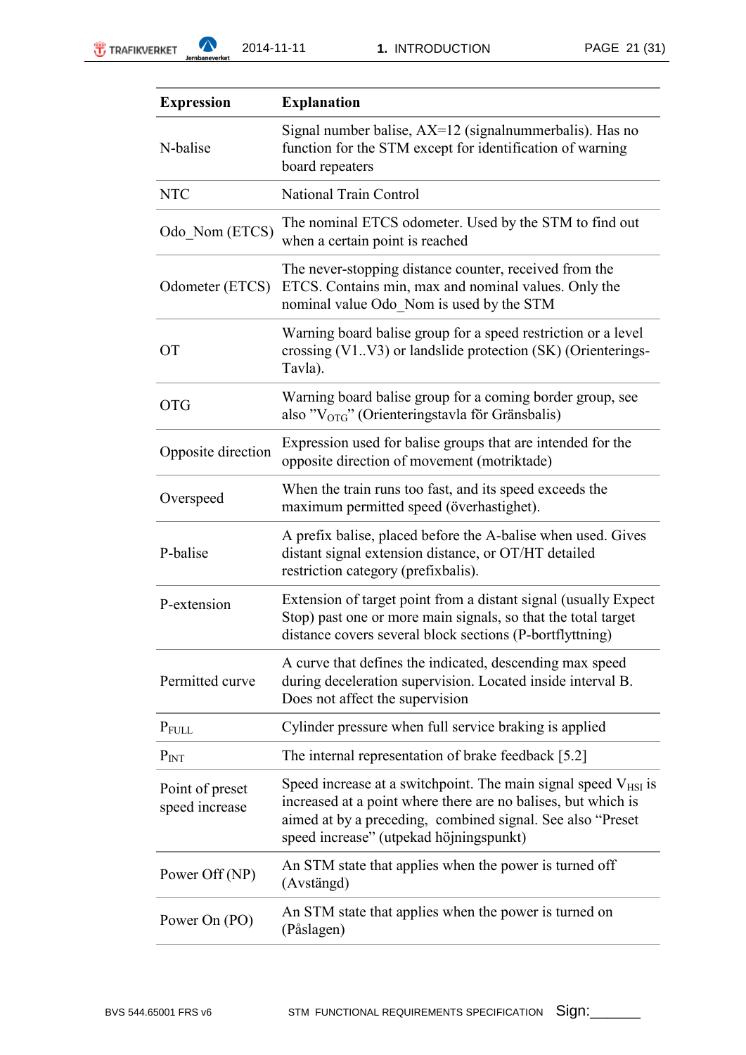| Expression | Explanation |
|---|---|
| N-balise | Signal number balise, AX=12 (signalnummerbalis). Has no function for the STM except for identification of warning board repeaters |
| NTC | National Train Control |
| Odo_Nom (ETCS) | The nominal ETCS odometer. Used by the STM to find out when a certain point is reached |
| Odometer (ETCS) | The never-stopping distance counter, received from the ETCS. Contains min, max and nominal values. Only the nominal value Odo_Nom is used by the STM |
| OT | Warning board balise group for a speed restriction or a level crossing (V1..V3) or landslide protection (SK) (Orienterings-Tavla). |
| OTG | Warning board balise group for a coming border group, see also ”$V_{OTG}$” (Orienteringstavla för Gränsbalis) |
| Opposite direction | Expression used for balise groups that are intended for the opposite direction of movement (motriktade) |
| Overspeed | When the train runs too fast, and its speed exceeds the maximum permitted speed (överhastighet). |
| P-balise | A prefix balise, placed before the A-balise when used. Gives distant signal extension distance, or OT/HT detailed restriction category (prefixbalis). |
| P-extension | Extension of target point from a distant signal (usually Expect Stop) past one or more main signals, so that the total target distance covers several block sections (P-bortflyttning) |
| Permitted curve | A curve that defines the indicated, descending max speed during deceleration supervision. Located inside interval B. Does not affect the supervision |
| $P_{FULL}$ | Cylinder pressure when full service braking is applied |
| $P_{INT}$ | The internal representation of brake feedback [5.2] |
| Point of preset speed increase | Speed increase at a switchpoint. The main signal speed $V_{HSI}$ is increased at a point where there are no balises, but which is aimed at by a preceding, combined signal. See also “Preset speed increase” (utpekad höjningspunkt) |
| Power Off (NP) | An STM state that applies when the power is turned off (Avstängd) |
| Power On (PO) | An STM state that applies when the power is turned on (Påslagen) |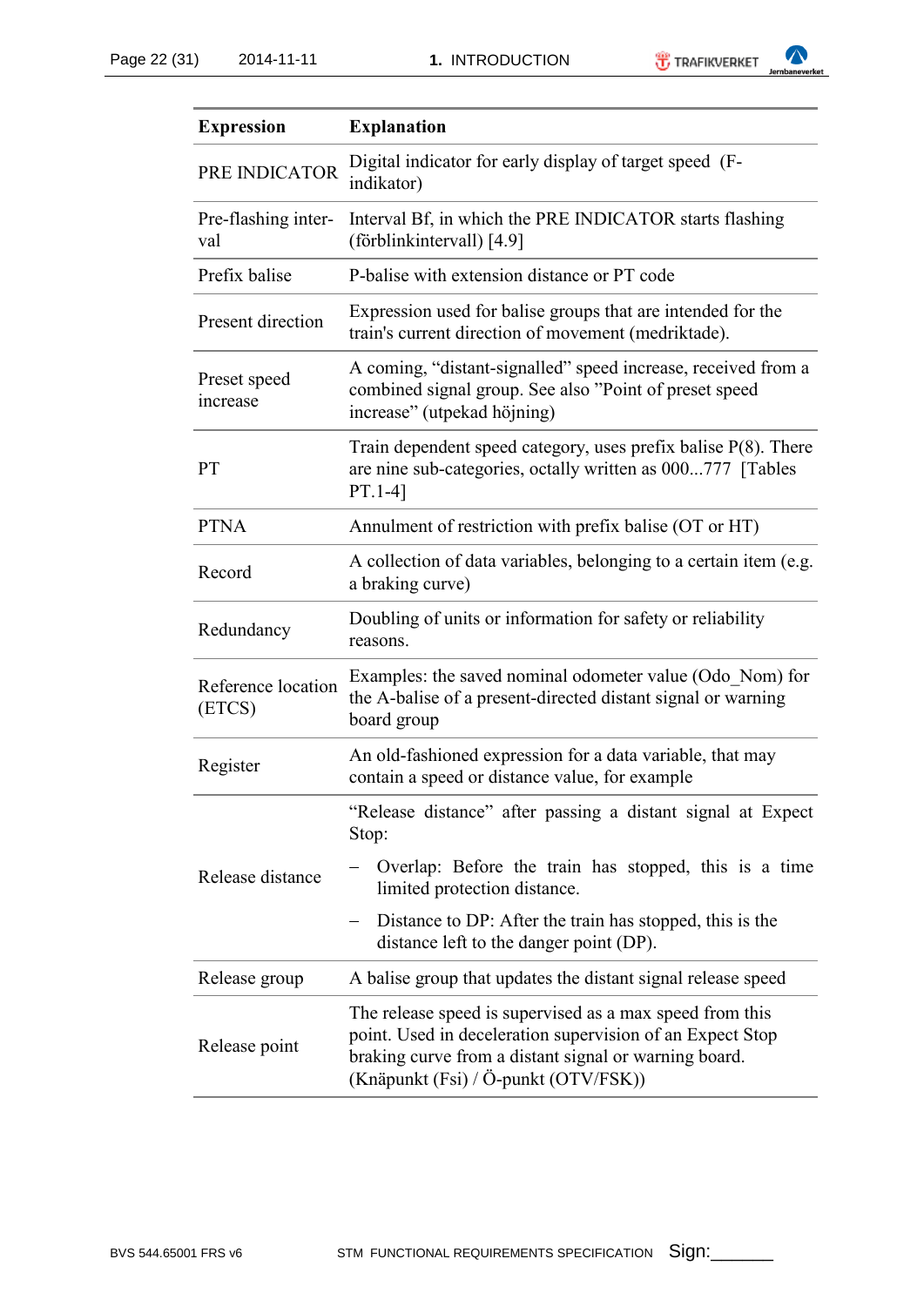| Expression | Explanation |
|---|---|
| PRE INDICATOR | Digital indicator for early display of target speed (F-indikator) |
| Pre-flashing interval | Interval Bf, in which the PRE INDICATOR starts flashing (förblinkintervall) [4.9] |
| Prefix balise | P-balise with extension distance or PT code |
| Present direction | Expression used for balise groups that are intended for the train's current direction of movement (medriktade). |
| Preset speed increase | A coming, "distant-signalled" speed increase, received from a combined signal group. See also "Point of preset speed increase" (utpekad höjning) |
| PT | Train dependent speed category, uses prefix balise P(8). There are nine sub-categories, octally written as 000...777 [Tables PT.1-4] |
| PTNA | Annulment of restriction with prefix balise (OT or HT) |
| Record | A collection of data variables, belonging to a certain item (e.g. a braking curve) |
| Redundancy | Doubling of units or information for safety or reliability reasons. |
| Reference location (ETCS) | Examples: the saved nominal odometer value (Odo_Nom) for the A-balise of a present-directed distant signal or warning board group |
| Register | An old-fashioned expression for a data variable, that may contain a speed or distance value, for example |
| Release distance | "Release distance" after passing a distant signal at Expect Stop:<br>– Overlap: Before the train has stopped, this is a time limited protection distance.<br>– Distance to DP: After the train has stopped, this is the distance left to the danger point (DP). |
| Release group | A balise group that updates the distant signal release speed |
| Release point | The release speed is supervised as a max speed from this point. Used in deceleration supervision of an Expect Stop braking curve from a distant signal or warning board. (Knäpunkt (Fsi) / Ö-punkt (OTV/FSK)) |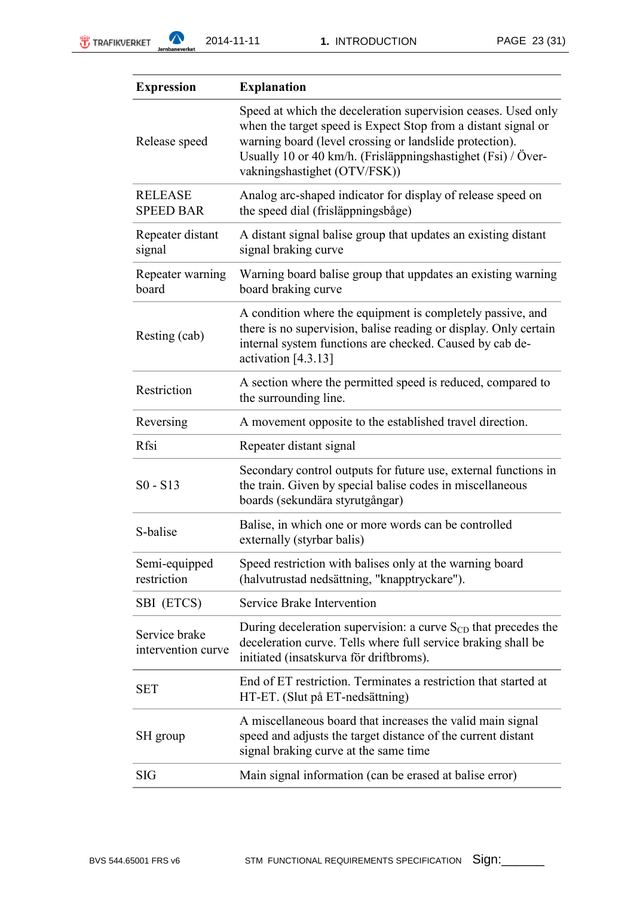| Expression | Explanation |
|---|---|
| Release speed | Speed at which the deceleration supervision ceases. Used only when the target speed is Expect Stop from a distant signal or warning board (level crossing or landslide protection). Usually 10 or 40 km/h. (Frisläppningshastighet (Fsi) / Över-vakningshastighet (OTV/FSK)) |
| RELEASE SPEED BAR | Analog arc-shaped indicator for display of release speed on the speed dial (frisläppningsbåge) |
| Repeater distant signal | A distant signal balise group that updates an existing distant signal braking curve |
| Repeater warning board | Warning board balise group that uppdates an existing warning board braking curve |
| Resting (cab) | A condition where the equipment is completely passive, and there is no supervision, balise reading or display. Only certain internal system functions are checked. Caused by cab de-activation [4.3.13] |
| Restriction | A section where the permitted speed is reduced, compared to the surrounding line. |
| Reversing | A movement opposite to the established travel direction. |
| Rfsi | Repeater distant signal |
| S0 - S13 | Secondary control outputs for future use, external functions in the train. Given by special balise codes in miscellaneous boards (sekundära styrutgångar) |
| S-balise | Balise, in which one or more words can be controlled externally (styrbar balis) |
| Semi-equipped restriction | Speed restriction with balises only at the warning board (halvutrustad nedsättning, "knapptryckare"). |
| SBI (ETCS) | Service Brake Intervention |
| Service brake intervention curve | During deceleration supervision: a curve $S_{CD}$ that precedes the deceleration curve. Tells where full service braking shall be initiated (insatskurva för driftbroms). |
| SET | End of ET restriction. Terminates a restriction that started at HT-ET. (Slut på ET-nedsättning) |
| SH group | A miscellaneous board that increases the valid main signal speed and adjusts the target distance of the current distant signal braking curve at the same time |
| SIG | Main signal information (can be erased at balise error) |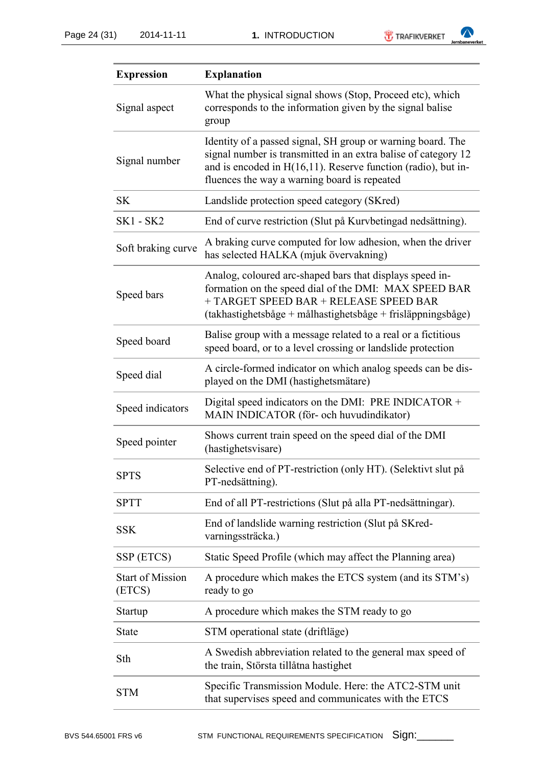| Expression | Explanation |
|---|---|
| Signal aspect | What the physical signal shows (Stop, Proceed etc), which corresponds to the information given by the signal balise group |
| Signal number | Identity of a passed signal, SH group or warning board. The signal number is transmitted in an extra balise of category 12 and is encoded in H(16,11). Reserve function (radio), but influences the way a warning board is repeated |
| SK | Landslide protection speed category (SKred) |
| SK1 - SK2 | End of curve restriction (Slut på Kurvbetingad nedsättning). |
| Soft braking curve | A braking curve computed for low adhesion, when the driver has selected HALKA (mjuk övervakning) |
| Speed bars | Analog, coloured arc-shaped bars that displays speed information on the speed dial of the DMI: MAX SPEED BAR + TARGET SPEED BAR + RELEASE SPEED BAR (takhastighetsbåge + målhastighetsbåge + frisläppningsbåge) |
| Speed board | Balise group with a message related to a real or a fictitious speed board, or to a level crossing or landslide protection |
| Speed dial | A circle-formed indicator on which analog speeds can be displayed on the DMI (hastighetsmätare) |
| Speed indicators | Digital speed indicators on the DMI: PRE INDICATOR + MAIN INDICATOR (för- och huvudindikator) |
| Speed pointer | Shows current train speed on the speed dial of the DMI (hastighetsvisare) |
| SPTS | Selective end of PT-restriction (only HT). (Selektivt slut på PT-nedsättning). |
| SPTT | End of all PT-restrictions (Slut på alla PT-nedsättningar). |
| SSK | End of landslide warning restriction (Slut på SKred-varningssträcka.) |
| SSP (ETCS) | Static Speed Profile (which may affect the Planning area) |
| Start of Mission (ETCS) | A procedure which makes the ETCS system (and its STM's) ready to go |
| Startup | A procedure which makes the STM ready to go |
| State | STM operational state (driftläge) |
| Sth | A Swedish abbreviation related to the general max speed of the train, Största tillåtna hastighet |
| STM | Specific Transmission Module. Here: the ATC2-STM unit that supervises speed and communicates with the ETCS |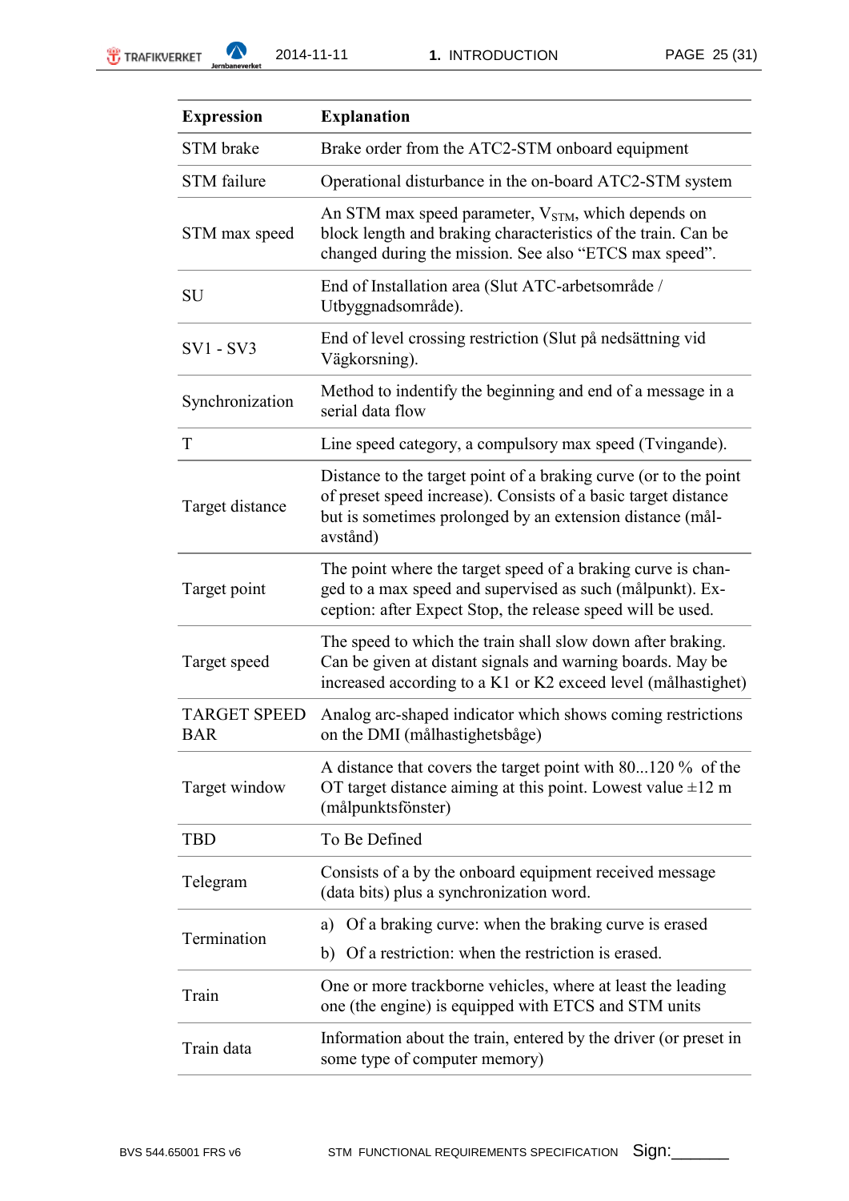| Expression | Explanation |
|---|---|
| STM brake | Brake order from the ATC2-STM onboard equipment |
| STM failure | Operational disturbance in the on-board ATC2-STM system |
| STM max speed | An STM max speed parameter, $V_{STM}$, which depends on block length and braking characteristics of the train. Can be changed during the mission. See also “ETCS max speed”. |
| SU | End of Installation area (Slut ATC-arbetsområde / Utbyggnadsområde). |
| SV1 - SV3 | End of level crossing restriction (Slut på nedsättning vid Vägkorsning). |
| Synchronization | Method to indentify the beginning and end of a message in a serial data flow |
| T | Line speed category, a compulsory max speed (Tvingande). |
| Target distance | Distance to the target point of a braking curve (or to the point of preset speed increase). Consists of a basic target distance but is sometimes prolonged by an extension distance (mål-avstånd) |
| Target point | The point where the target speed of a braking curve is changed to a max speed and supervised as such (målpunkt). Exception: after Expect Stop, the release speed will be used. |
| Target speed | The speed to which the train shall slow down after braking. Can be given at distant signals and warning boards. May be increased according to a K1 or K2 exceed level (målhastighet) |
| TARGET SPEED BAR | Analog arc-shaped indicator which shows coming restrictions on the DMI (målhastighetsbåge) |
| Target window | A distance that covers the target point with 80...120 % of the OT target distance aiming at this point. Lowest value ±12 m (målpunktsfönster) |
| TBD | To Be Defined |
| Telegram | Consists of a by the onboard equipment received message (data bits) plus a synchronization word. |
| Termination | a) Of a braking curve: when the braking curve is erased<br>b) Of a restriction: when the restriction is erased. |
| Train | One or more trackborne vehicles, where at least the leading one (the engine) is equipped with ETCS and STM units |
| Train data | Information about the train, entered by the driver (or preset in some type of computer memory) |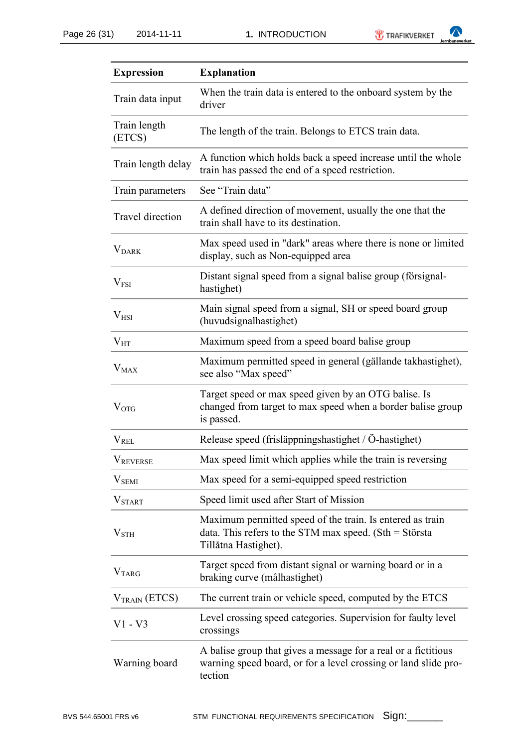| Expression | Explanation |
|---|---|
| Train data input | When the train data is entered to the onboard system by the driver |
| Train length (ETCS) | The length of the train. Belongs to ETCS train data. |
| Train length delay | A function which holds back a speed increase until the whole train has passed the end of a speed restriction. |
| Train parameters | See “Train data” |
| Travel direction | A defined direction of movement, usually the one that the train shall have to its destination. |
| $V_{DARK}$ | Max speed used in "dark" areas where there is none or limited display, such as Non-equipped area |
| $V_{FSI}$ | Distant signal speed from a signal balise group (försignal-hastighet) |
| $V_{HSI}$ | Main signal speed from a signal, SH or speed board group (huvudsignalhastighet) |
| $V_{HT}$ | Maximum speed from a speed board balise group |
| $V_{MAX}$ | Maximum permitted speed in general (gällande takhastighet), see also “Max speed” |
| $V_{OTG}$ | Target speed or max speed given by an OTG balise. Is changed from target to max speed when a border balise group is passed. |
| $V_{REL}$ | Release speed (frisläppningshastighet / Ö-hastighet) |
| $V_{REVERSE}$ | Max speed limit which applies while the train is reversing |
| $V_{SEMI}$ | Max speed for a semi-equipped speed restriction |
| $V_{START}$ | Speed limit used after Start of Mission |
| $V_{STH}$ | Maximum permitted speed of the train. Is entered as train data. This refers to the STM max speed. (Sth = Största Tillåtna Hastighet). |
| $V_{TARG}$ | Target speed from distant signal or warning board or in a braking curve (målhastighet) |
| $V_{TRAIN}$ (ETCS) | The current train or vehicle speed, computed by the ETCS |
| V1 - V3 | Level crossing speed categories. Supervision for faulty level crossings |
| Warning board | A balise group that gives a message for a real or a fictitious warning speed board, or for a level crossing or land slide protection |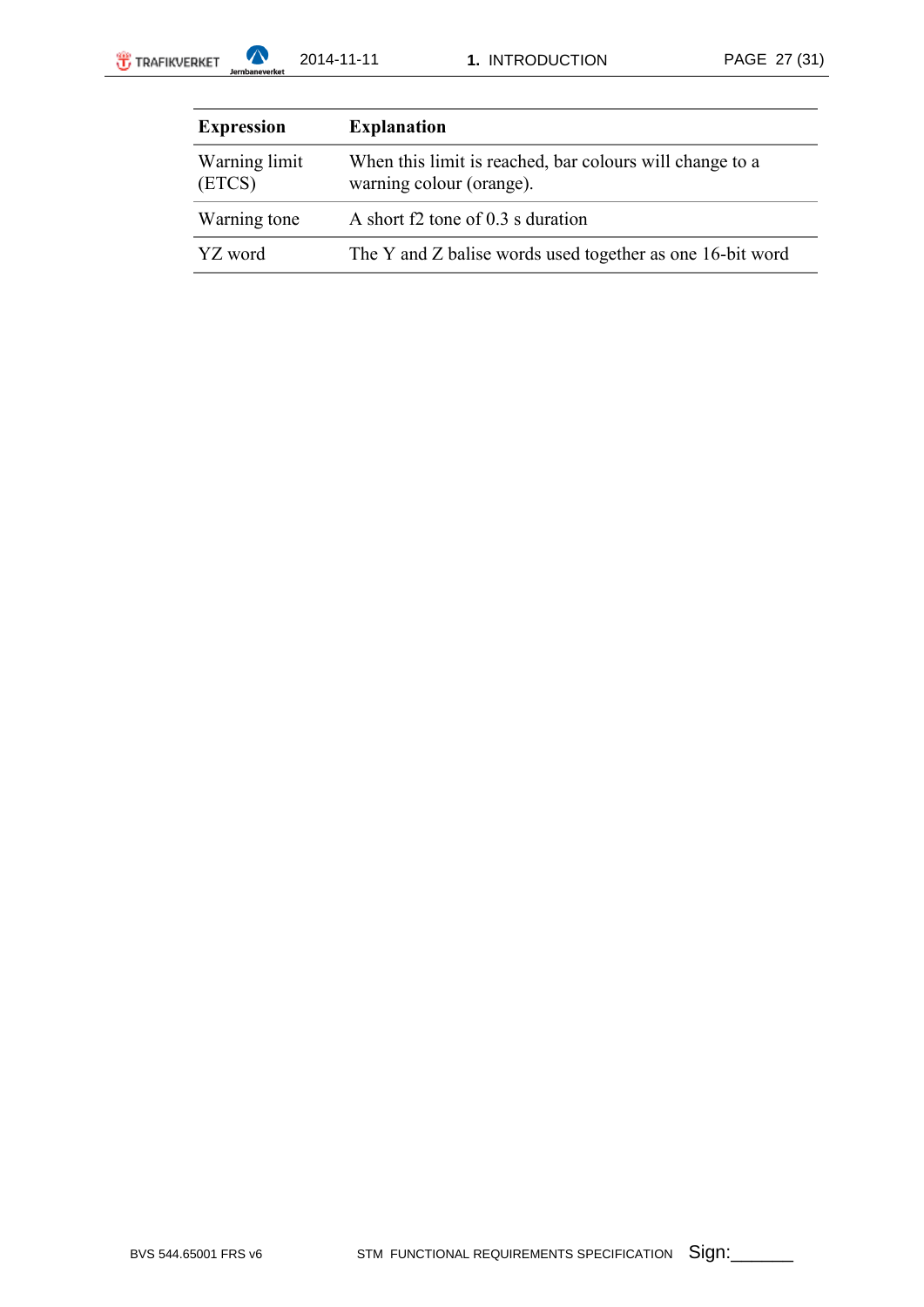| Expression | Explanation |
|---|---|
| Warning limit (ETCS) | When this limit is reached, bar colours will change to a warning colour (orange). |
| Warning tone | A short f2 tone of 0.3 s duration |
| YZ word | The Y and Z balise words used together as one 16-bit word |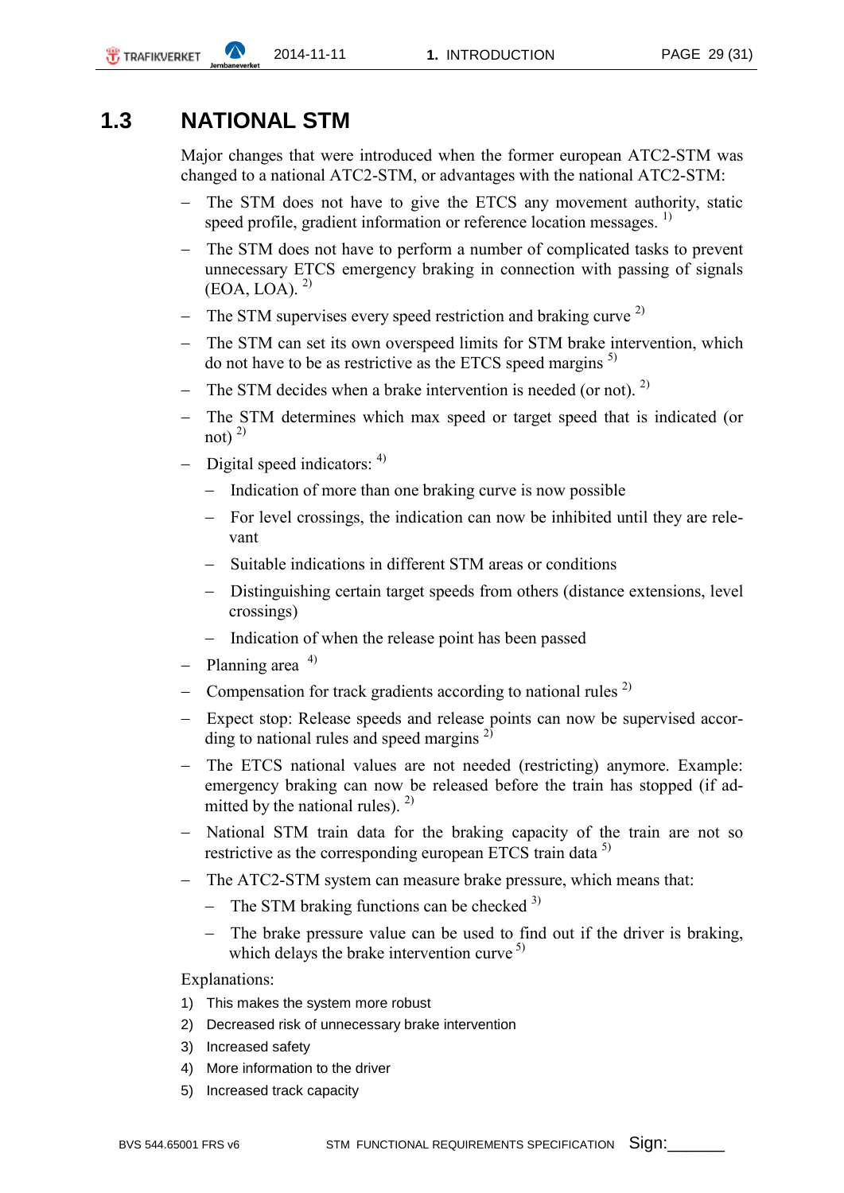## 1.3 NATIONAL STM

Major changes that were introduced when the former european ATC2-STM was changed to a national ATC2-STM, or advantages with the national ATC2-STM:

- The STM does not have to give the ETCS any movement authority, static speed profile, gradient information or reference location messages. [1)]
- The STM does not have to perform a number of complicated tasks to prevent unnecessary ETCS emergency braking in connection with passing of signals (EOA, LOA). [2)]
- The STM supervises every speed restriction and braking curve [2)]
- The STM can set its own overspeed limits for STM brake intervention, which do not have to be as restrictive as the ETCS speed margins [5)]
- The STM decides when a brake intervention is needed (or not). [2)]
- The STM determines which max speed or target speed that is indicated (or not) [2)]
- Digital speed indicators: [4)]
  - Indication of more than one braking curve is now possible
  - For level crossings, the indication can now be inhibited until they are relevant
  - Suitable indications in different STM areas or conditions
  - Distinguishing certain target speeds from others (distance extensions, level crossings)
  - Indication of when the release point has been passed
- Planning area [4)]
- Compensation for track gradients according to national rules [2)]
- Expect stop: Release speeds and release points can now be supervised according to national rules and speed margins [2)]
- The ETCS national values are not needed (restricting) anymore. Example: emergency braking can now be released before the train has stopped (if admitted by the national rules). [2)]
- National STM train data for the braking capacity of the train are not so restrictive as the corresponding european ETCS train data [5)]
- The ATC2-STM system can measure brake pressure, which means that:
  - The STM braking functions can be checked [3)]
  - The brake pressure value can be used to find out if the driver is braking, which delays the brake intervention curve [5)]

Explanations:

1) This makes the system more robust
2) Decreased risk of unnecessary brake intervention
3) Increased safety
4) More information to the driver
5) Increased track capacity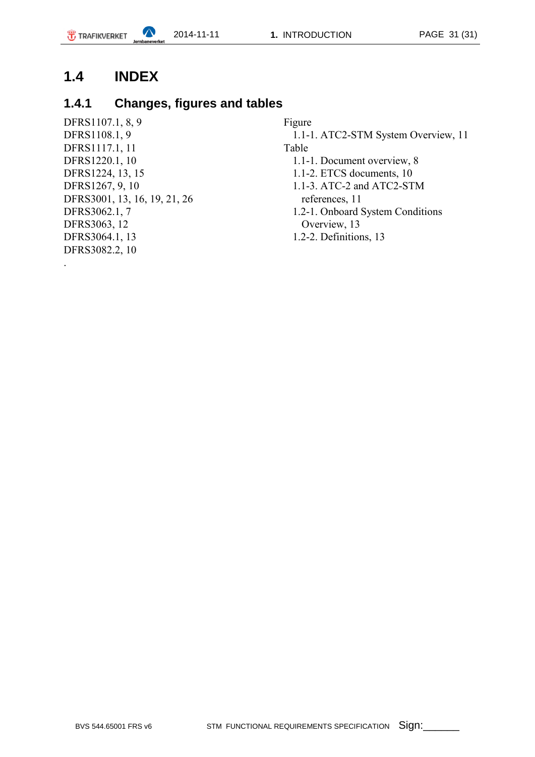## 1.4 INDEX

### 1.4.1 Changes, figures and tables

DFRS1107.1, 8, 9
DFRS1108.1, 9
DFRS1117.1, 11
DFRS1220.1, 10
DFRS1224, 13, 15
DFRS1267, 9, 10
DFRS3001, 13, 16, 19, 21, 26
DFRS3062.1, 7
DFRS3063, 12
DFRS3064.1, 13
DFRS3082.2, 10
.

Figure
- 1.1-1. ATC2-STM System Overview, 11

Table
- 1.1-1. Document overview, 8
- 1.1-2. ETCS documents, 10
- 1.1-3. ATC-2 and ATC2-STM references, 11
- 1.2-1. Onboard System Conditions Overview, 13
- 1.2-2. Definitions, 13